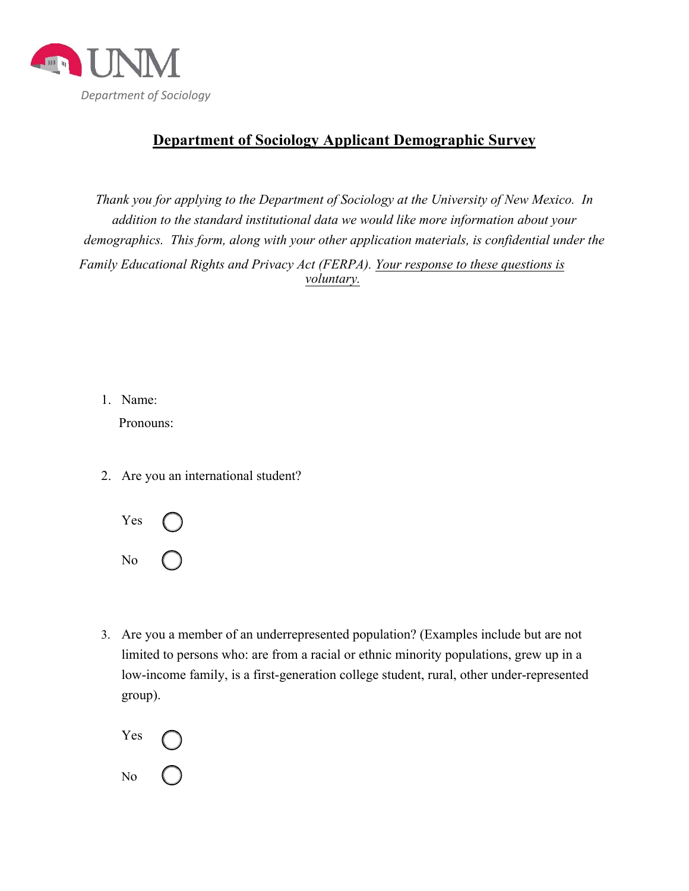UNM

*Department of Sociology*

# Department of Sociology Applicant Demographic Survey

*Thank you for applying to the Department of Sociology at the University of New Mexico. In addition to the standard institutional data we would like more information about your demographics. This form, along with your other application materials, is confidential under the Family Educational Rights and Privacy Act (FERPA). Your response to these questions is voluntary.*

1. Name:

   Pronouns:

2. Are you an international student?

   Yes ◯

   No ◯

3. Are you a member of an underrepresented population? (Examples include but are not limited to persons who: are from a racial or ethnic minority populations, grew up in a low-income family, is a first-generation college student, rural, other under-represented group).

   Yes ◯

   No ◯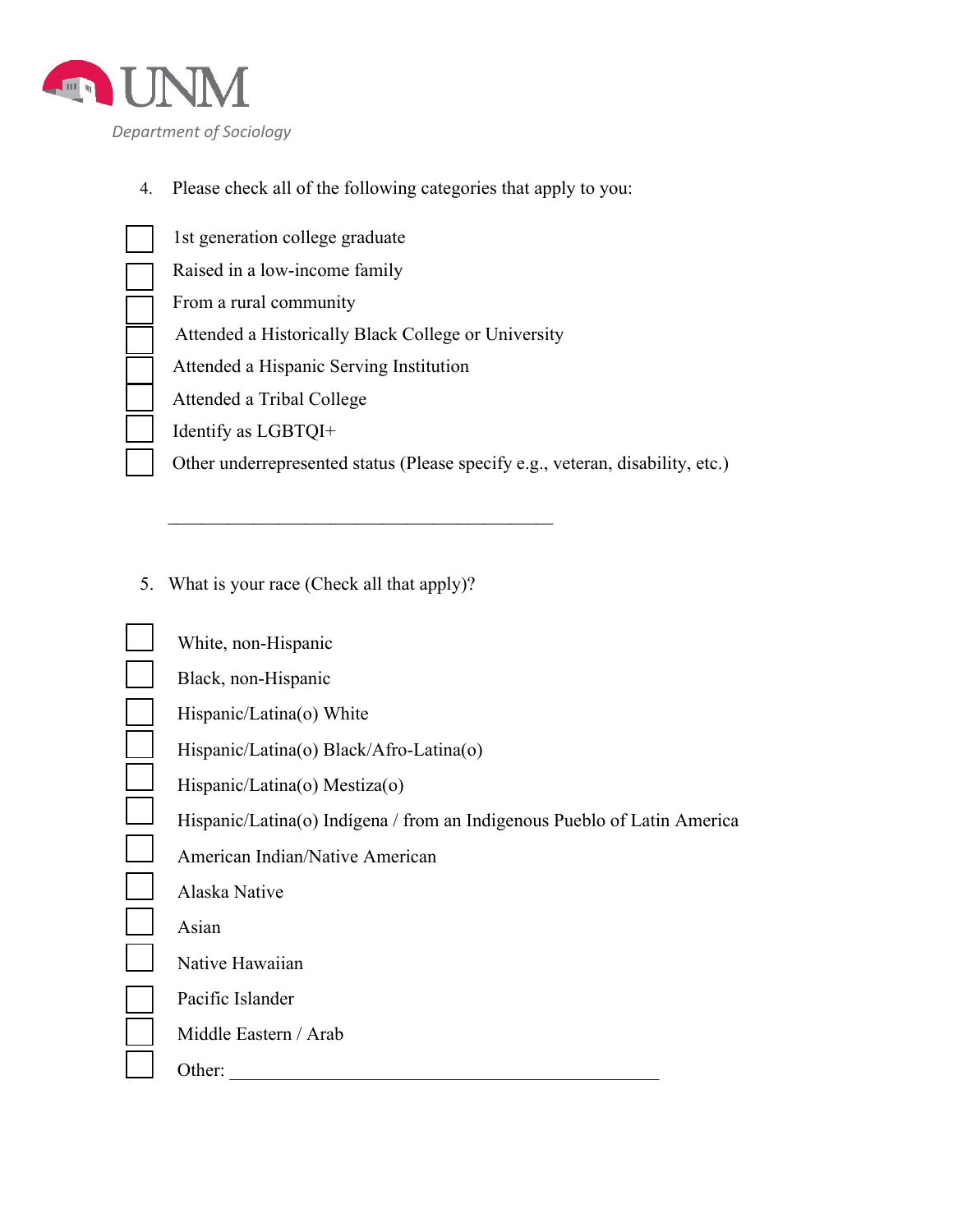UNM

*Department of Sociology*

4. Please check all of the following categories that apply to you:

- [ ] 1st generation college graduate
- [ ] Raised in a low-income family
- [ ] From a rural community
- [ ] Attended a Historically Black College or University
- [ ] Attended a Hispanic Serving Institution
- [ ] Attended a Tribal College
- [ ] Identify as LGBTQI+
- [ ] Other underrepresented status (Please specify e.g., veteran, disability, etc.)

\_\_\_\_\_\_\_\_\_\_\_\_\_\_\_\_\_\_\_\_\_\_\_\_\_\_\_\_\_\_\_\_\_\_\_\_\_\_\_\_\_\_\_\_

5. What is your race (Check all that apply)?

- [ ] White, non-Hispanic
- [ ] Black, non-Hispanic
- [ ] Hispanic/Latina(o) White
- [ ] Hispanic/Latina(o) Black/Afro-Latina(o)
- [ ] Hispanic/Latina(o) Mestiza(o)
- [ ] Hispanic/Latina(o) Indígena / from an Indigenous Pueblo of Latin America
- [ ] American Indian/Native American
- [ ] Alaska Native
- [ ] Asian
- [ ] Native Hawaiian
- [ ] Pacific Islander
- [ ] Middle Eastern / Arab
- [ ] Other: \_\_\_\_\_\_\_\_\_\_\_\_\_\_\_\_\_\_\_\_\_\_\_\_\_\_\_\_\_\_\_\_\_\_\_\_\_\_\_\_\_\_\_\_\_\_\_\_